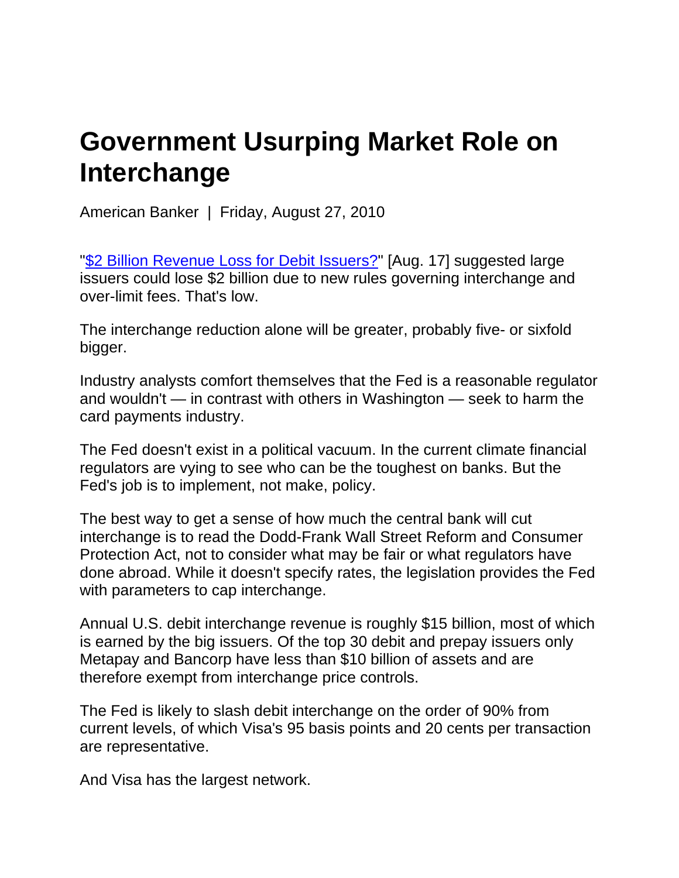# Government Usurping Market Role on Interchange

American Banker | Friday, August 27, 2010

"[$2 Billion Revenue Loss for Debit Issuers?]" [Aug. 17] suggested large issuers could lose $2 billion due to new rules governing interchange and over-limit fees. That's low.

The interchange reduction alone will be greater, probably five- or sixfold bigger.

Industry analysts comfort themselves that the Fed is a reasonable regulator and wouldn't — in contrast with others in Washington — seek to harm the card payments industry.

The Fed doesn't exist in a political vacuum. In the current climate financial regulators are vying to see who can be the toughest on banks. But the Fed's job is to implement, not make, policy.

The best way to get a sense of how much the central bank will cut interchange is to read the Dodd-Frank Wall Street Reform and Consumer Protection Act, not to consider what may be fair or what regulators have done abroad. While it doesn't specify rates, the legislation provides the Fed with parameters to cap interchange.

Annual U.S. debit interchange revenue is roughly $15 billion, most of which is earned by the big issuers. Of the top 30 debit and prepay issuers only Metapay and Bancorp have less than $10 billion of assets and are therefore exempt from interchange price controls.

The Fed is likely to slash debit interchange on the order of 90% from current levels, of which Visa's 95 basis points and 20 cents per transaction are representative.

And Visa has the largest network.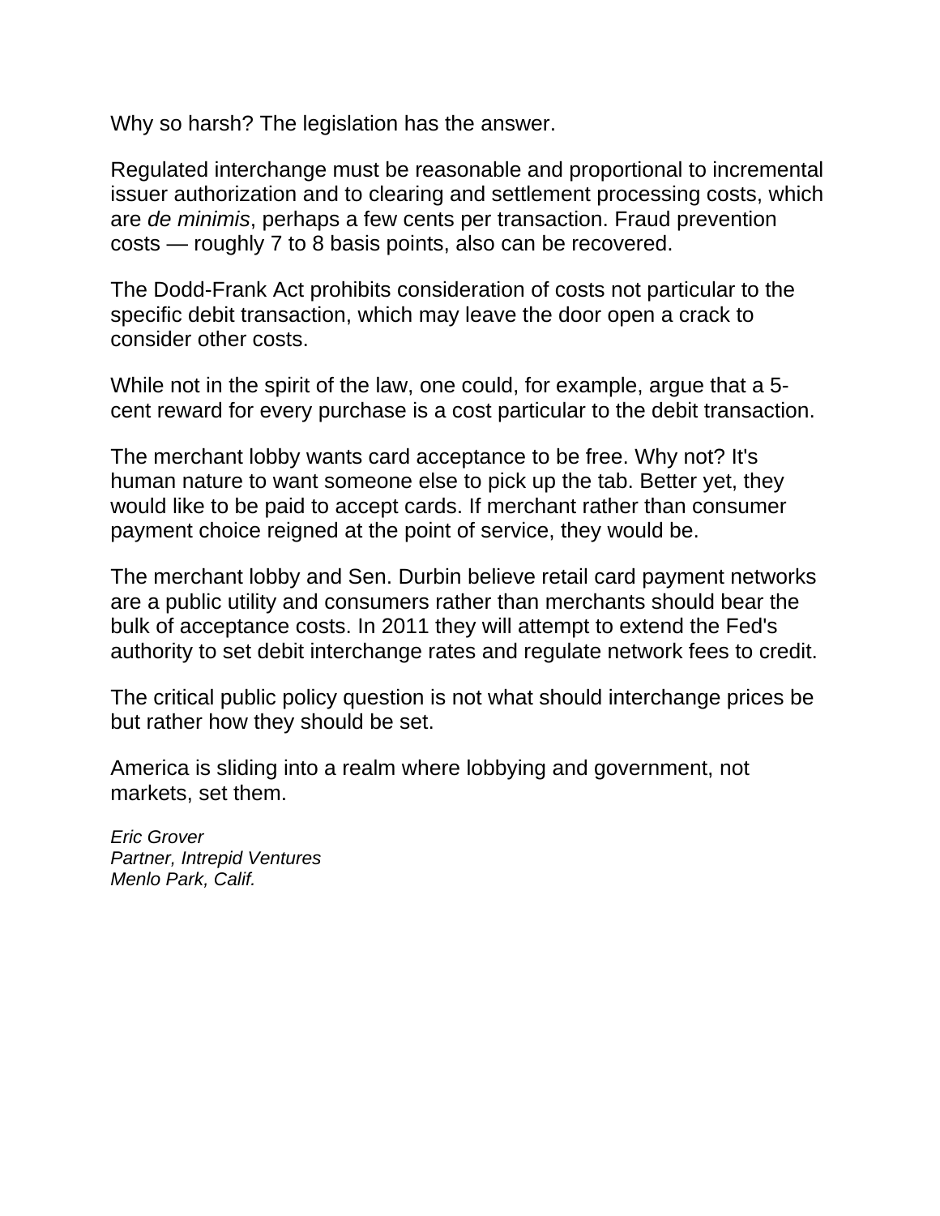Why so harsh? The legislation has the answer.

Regulated interchange must be reasonable and proportional to incremental issuer authorization and to clearing and settlement processing costs, which are *de minimis*, perhaps a few cents per transaction. Fraud prevention costs — roughly 7 to 8 basis points, also can be recovered.

The Dodd-Frank Act prohibits consideration of costs not particular to the specific debit transaction, which may leave the door open a crack to consider other costs.

While not in the spirit of the law, one could, for example, argue that a 5-cent reward for every purchase is a cost particular to the debit transaction.

The merchant lobby wants card acceptance to be free. Why not? It's human nature to want someone else to pick up the tab. Better yet, they would like to be paid to accept cards. If merchant rather than consumer payment choice reigned at the point of service, they would be.

The merchant lobby and Sen. Durbin believe retail card payment networks are a public utility and consumers rather than merchants should bear the bulk of acceptance costs. In 2011 they will attempt to extend the Fed's authority to set debit interchange rates and regulate network fees to credit.

The critical public policy question is not what should interchange prices be but rather how they should be set.

America is sliding into a realm where lobbying and government, not markets, set them.

*Eric Grover*
*Partner, Intrepid Ventures*
*Menlo Park, Calif.*